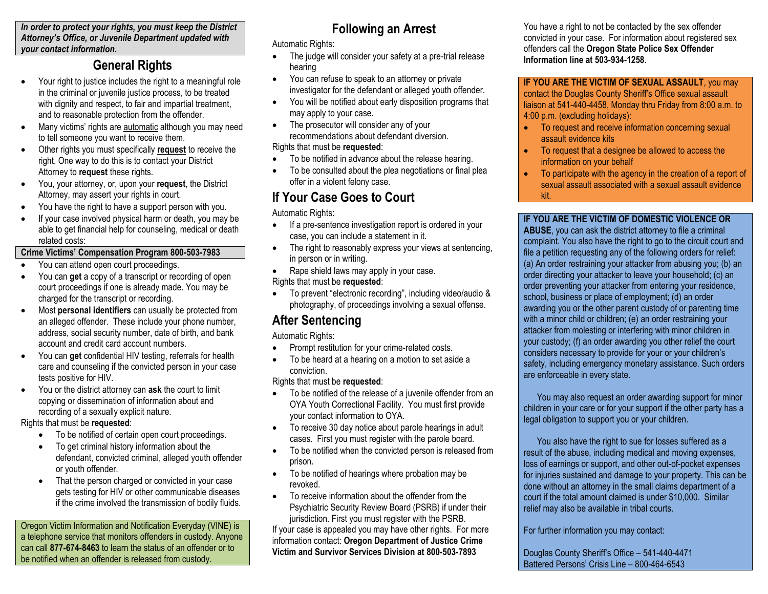***In order to protect your rights, you must keep the District Attorney's Office, or Juvenile Department updated with your contact information.***

## General Rights

- Your right to justice includes the right to a meaningful role in the criminal or juvenile justice process, to be treated with dignity and respect, to fair and impartial treatment, and to reasonable protection from the offender.
- Many victims' rights are automatic although you may need to tell someone you want to receive them.
- Other rights you must specifically **request** to receive the right. One way to do this is to contact your District Attorney to **request** these rights.
- You, your attorney, or, upon your **request**, the District Attorney, may assert your rights in court.
- You have the right to have a support person with you.
- If your case involved physical harm or death, you may be able to get financial help for counseling, medical or death related costs:

**Crime Victims' Compensation Program 800-503-7983**

- You can attend open court proceedings.
- You can **get** a copy of a transcript or recording of open court proceedings if one is already made. You may be charged for the transcript or recording.
- Most **personal identifiers** can usually be protected from an alleged offender. These include your phone number, address, social security number, date of birth, and bank account and credit card account numbers.
- You can **get** confidential HIV testing, referrals for health care and counseling if the convicted person in your case tests positive for HIV.
- You or the district attorney can **ask** the court to limit copying or dissemination of information about and recording of a sexually explicit nature.

Rights that must be **requested**:

- To be notified of certain open court proceedings.
- To get criminal history information about the defendant, convicted criminal, alleged youth offender or youth offender.
- That the person charged or convicted in your case gets testing for HIV or other communicable diseases if the crime involved the transmission of bodily fluids.

Oregon Victim Information and Notification Everyday (VINE) is a telephone service that monitors offenders in custody. Anyone can call **877-674-8463** to learn the status of an offender or to be notified when an offender is released from custody.

## Following an Arrest

Automatic Rights:

- The judge will consider your safety at a pre-trial release hearing
- You can refuse to speak to an attorney or private investigator for the defendant or alleged youth offender.
- You will be notified about early disposition programs that may apply to your case.
- The prosecutor will consider any of your recommendations about defendant diversion.

Rights that must be **requested**:

- To be notified in advance about the release hearing.
- To be consulted about the plea negotiations or final plea offer in a violent felony case.

## If Your Case Goes to Court

Automatic Rights:

- If a pre-sentence investigation report is ordered in your case, you can include a statement in it.
- The right to reasonably express your views at sentencing, in person or in writing.
- Rape shield laws may apply in your case.

Rights that must be **requested**:

- To prevent "electronic recording", including video/audio & photography, of proceedings involving a sexual offense.

## After Sentencing

Automatic Rights:

- Prompt restitution for your crime-related costs.
- To be heard at a hearing on a motion to set aside a conviction.

Rights that must be **requested**:

- To be notified of the release of a juvenile offender from an OYA Youth Correctional Facility. You must first provide your contact information to OYA.
- To receive 30 day notice about parole hearings in adult cases. First you must register with the parole board.
- To be notified when the convicted person is released from prison.
- To be notified of hearings where probation may be revoked.
- To receive information about the offender from the Psychiatric Security Review Board (PSRB) if under their jurisdiction. First you must register with the PSRB.

If your case is appealed you may have other rights. For more information contact: **Oregon Department of Justice Crime Victim and Survivor Services Division at 800-503-7893**

You have a right to not be contacted by the sex offender convicted in your case. For information about registered sex offenders call the **Oregon State Police Sex Offender Information line at 503-934-1258**.

**IF YOU ARE THE VICTIM OF SEXUAL ASSAULT**, you may contact the Douglas County Sheriff's Office sexual assault liaison at 541-440-4458, Monday thru Friday from 8:00 a.m. to 4:00 p.m. (excluding holidays):

- To request and receive information concerning sexual assault evidence kits
- To request that a designee be allowed to access the information on your behalf
- To participate with the agency in the creation of a report of sexual assault associated with a sexual assault evidence kit.

**IF YOU ARE THE VICTIM OF DOMESTIC VIOLENCE OR ABUSE**, you can ask the district attorney to file a criminal complaint. You also have the right to go to the circuit court and file a petition requesting any of the following orders for relief: (a) An order restraining your attacker from abusing you; (b) an order directing your attacker to leave your household; (c) an order preventing your attacker from entering your residence, school, business or place of employment; (d) an order awarding you or the other parent custody of or parenting time with a minor child or children; (e) an order restraining your attacker from molesting or interfering with minor children in your custody; (f) an order awarding you other relief the court considers necessary to provide for your or your children's safety, including emergency monetary assistance. Such orders are enforceable in every state.

You may also request an order awarding support for minor children in your care or for your support if the other party has a legal obligation to support you or your children.

You also have the right to sue for losses suffered as a result of the abuse, including medical and moving expenses, loss of earnings or support, and other out-of-pocket expenses for injuries sustained and damage to your property. This can be done without an attorney in the small claims department of a court if the total amount claimed is under $10,000. Similar relief may also be available in tribal courts.

For further information you may contact:

Douglas County Sheriff's Office – 541-440-4471
Battered Persons' Crisis Line – 800-464-6543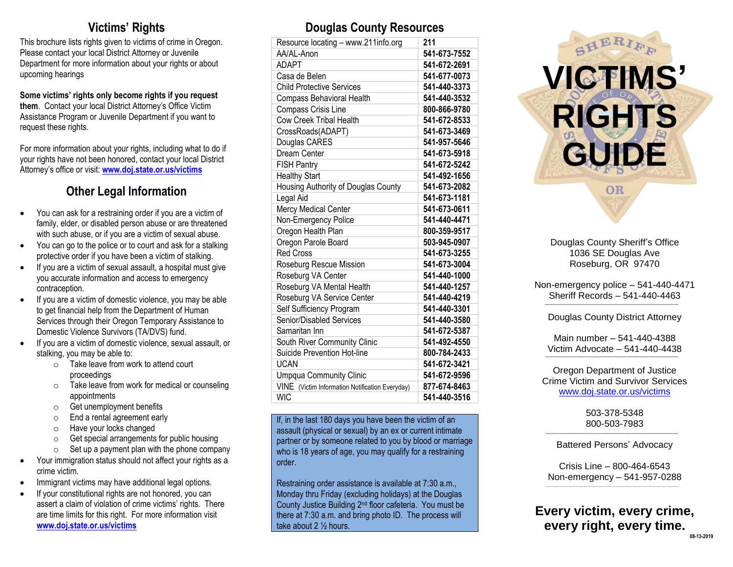## Victims' Rights

This brochure lists rights given to victims of crime in Oregon. Please contact your local District Attorney or Juvenile Department for more information about your rights or about upcoming hearings

**Some victims' rights only become rights if you request them**. Contact your local District Attorney's Office Victim Assistance Program or Juvenile Department if you want to request these rights.

For more information about your rights, including what to do if your rights have not been honored, contact your local District Attorney's office or visit: **www.doj.state.or.us/victims**

## Other Legal Information

- You can ask for a restraining order if you are a victim of family, elder, or disabled person abuse or are threatened with such abuse, or if you are a victim of sexual abuse.
- You can go to the police or to court and ask for a stalking protective order if you have been a victim of stalking.
- If you are a victim of sexual assault, a hospital must give you accurate information and access to emergency contraception.
- If you are a victim of domestic violence, you may be able to get financial help from the Department of Human Services through their Oregon Temporary Assistance to Domestic Violence Survivors (TA/DVS) fund.
- If you are a victim of domestic violence, sexual assault, or stalking, you may be able to:
  - Take leave from work to attend court proceedings
  - Take leave from work for medical or counseling appointments
  - Get unemployment benefits
  - End a rental agreement early
  - Have your locks changed
  - Get special arrangements for public housing
  - Set up a payment plan with the phone company
- Your immigration status should not affect your rights as a crime victim.
- Immigrant victims may have additional legal options.
- If your constitutional rights are not honored, you can assert a claim of violation of crime victims' rights. There are time limits for this right. For more information visit **www.doj.state.or.us/victims**

## Douglas County Resources

| | |
|---|---|
| Resource locating – www.211info.org | **211** |
| AA/AL-Anon | **541-673-7552** |
| ADAPT | **541-672-2691** |
| Casa de Belen | **541-677-0073** |
| Child Protective Services | **541-440-3373** |
| Compass Behavioral Health | **541-440-3532** |
| Compass Crisis Line | **800-866-9780** |
| Cow Creek Tribal Health | **541-672-8533** |
| CrossRoads(ADAPT) | **541-673-3469** |
| Douglas CARES | **541-957-5646** |
| Dream Center | **541-673-5918** |
| FISH Pantry | **541-672-5242** |
| Healthy Start | **541-492-1656** |
| Housing Authority of Douglas County | **541-673-2082** |
| Legal Aid | **541-673-1181** |
| Mercy Medical Center | **541-673-0611** |
| Non-Emergency Police | **541-440-4471** |
| Oregon Health Plan | **800-359-9517** |
| Oregon Parole Board | **503-945-0907** |
| Red Cross | **541-673-3255** |
| Roseburg Rescue Mission | **541-673-3004** |
| Roseburg VA Center | **541-440-1000** |
| Roseburg VA Mental Health | **541-440-1257** |
| Roseburg VA Service Center | **541-440-4219** |
| Self Sufficiency Program | **541-440-3301** |
| Senior/Disabled Services | **541-440-3580** |
| Samaritan Inn | **541-672-5387** |
| South River Community Clinic | **541-492-4550** |
| Suicide Prevention Hot-line | **800-784-2433** |
| UCAN | **541-672-3421** |
| Umpqua Community Clinic | **541-672-9596** |
| VINE (Victim Information Notification Everyday) | **877-674-8463** |
| WIC | **541-440-3516** |

If, in the last 180 days you have been the victim of an assault (physical or sexual) by an ex or current intimate partner or by someone related to you by blood or marriage who is 18 years of age, you may qualify for a restraining order.

Restraining order assistance is available at 7:30 a.m., Monday thru Friday (excluding holidays) at the Douglas County Justice Building 2nd floor cafeteria. You must be there at 7:30 a.m. and bring photo ID. The process will take about 2 ½ hours.

# VICTIMS' RIGHTS GUIDE

Douglas County Sheriff's Office
1036 SE Douglas Ave
Roseburg, OR 97470

Non-emergency police – 541-440-4471
Sheriff Records – 541-440-4463

Douglas County District Attorney

Main number – 541-440-4388
Victim Advocate – 541-440-4438

Oregon Department of Justice
Crime Victim and Survivor Services
www.doj.state.or.us/victims

503-378-5348
800-503-7983

Battered Persons' Advocacy

Crisis Line – 800-464-6543
Non-emergency – 541-957-0288

**Every victim, every crime, every right, every time.**

08-13-2019